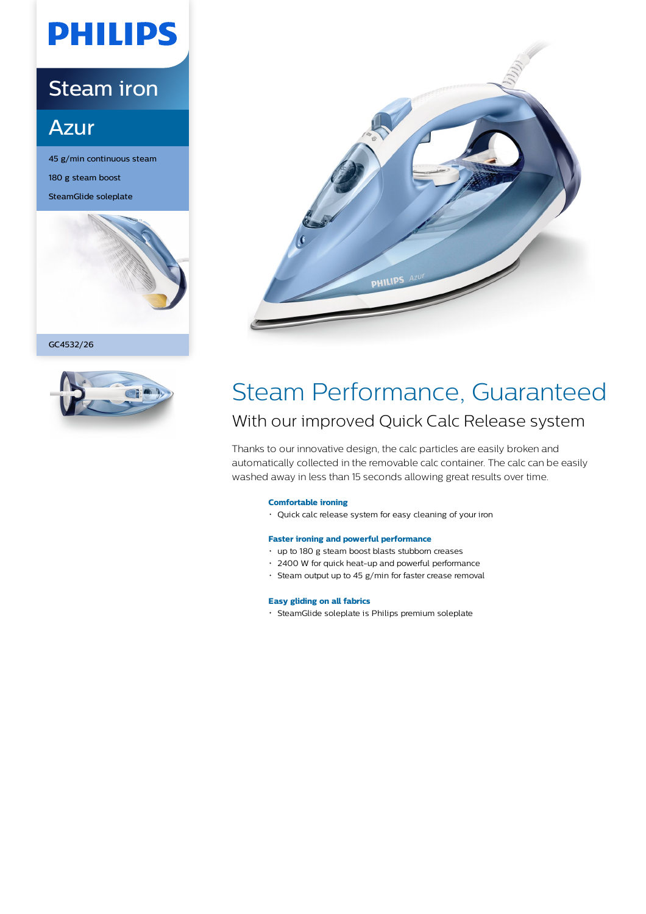PHILIPS

# Steam iron

## Azur

45 g/min continuous steam

180 g steam boost

SteamGlide soleplate

GC4532/26

# Steam Performance, Guaranteed

## With our improved Quick Calc Release system

Thanks to our innovative design, the calc particles are easily broken and automatically collected in the removable calc container. The calc can be easily washed away in less than 15 seconds allowing great results over time.

**Comfortable ironing**

- Quick calc release system for easy cleaning of your iron

**Faster ironing and powerful performance**

- up to 180 g steam boost blasts stubborn creases
- 2400 W for quick heat-up and powerful performance
- Steam output up to 45 g/min for faster crease removal

**Easy gliding on all fabrics**

- SteamGlide soleplate is Philips premium soleplate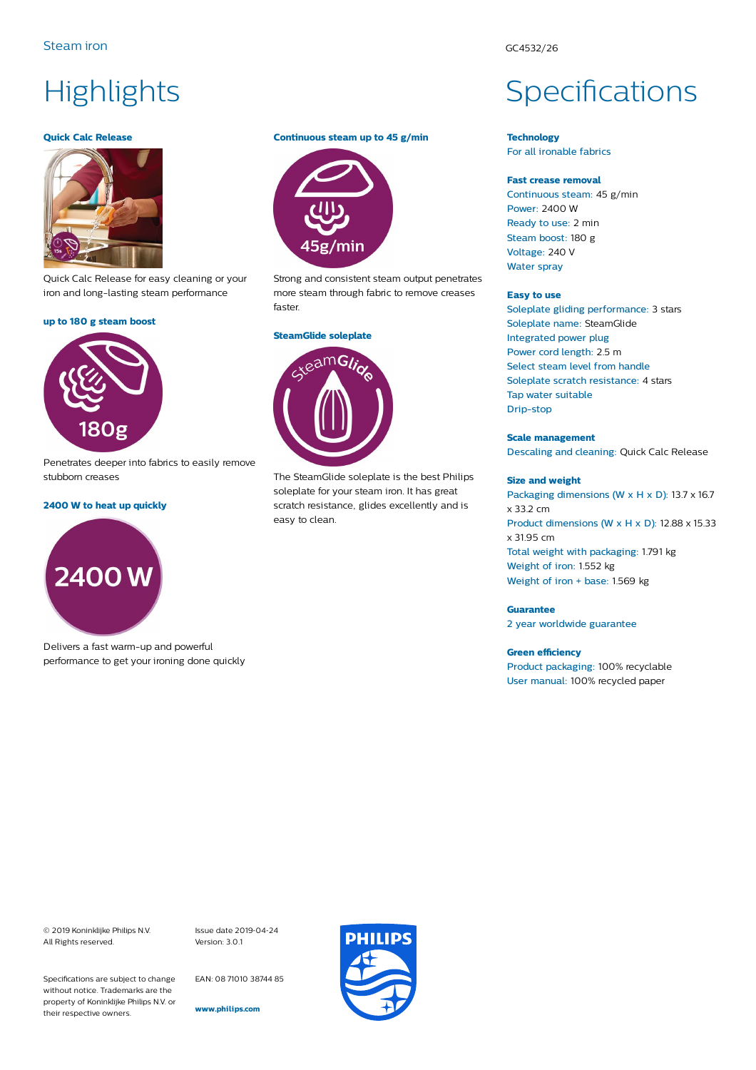Steam iron

GC4532/26

# Highlights

### Quick Calc Release

Quick Calc Release for easy cleaning or your iron and long-lasting steam performance

### up to 180 g steam boost

Penetrates deeper into fabrics to easily remove stubborn creases

### 2400 W to heat up quickly

Delivers a fast warm-up and powerful performance to get your ironing done quickly

### Continuous steam up to 45 g/min

Strong and consistent steam output penetrates more steam through fabric to remove creases faster.

### SteamGlide soleplate

The SteamGlide soleplate is the best Philips soleplate for your steam iron. It has great scratch resistance, glides excellently and is easy to clean.

# Specifications

### Technology

- For all ironable fabrics

### Fast crease removal

- Continuous steam: 45 g/min
- Power: 2400 W
- Ready to use: 2 min
- Steam boost: 180 g
- Voltage: 240 V
- Water spray

### Easy to use

- Soleplate gliding performance: 3 stars
- Soleplate name: SteamGlide
- Integrated power plug
- Power cord length: 2.5 m
- Select steam level from handle
- Soleplate scratch resistance: 4 stars
- Tap water suitable
- Drip-stop

### Scale management

- Descaling and cleaning: Quick Calc Release

### Size and weight

- Packaging dimensions (W x H x D): 13.7 x 16.7 x 33.2 cm
- Product dimensions (W x H x D): 12.88 x 15.33 x 31.95 cm
- Total weight with packaging: 1.791 kg
- Weight of iron: 1.552 kg
- Weight of iron + base: 1.569 kg

### Guarantee

- 2 year worldwide guarantee

### Green efficiency

- Product packaging: 100% recyclable
- User manual: 100% recycled paper

© 2019 Koninklijke Philips N.V.
All Rights reserved.

Specifications are subject to change without notice. Trademarks are the property of Koninklijke Philips N.V. or their respective owners.

Issue date 2019-04-24
Version: 3.0.1

EAN: 08 71010 38744 85

www.philips.com